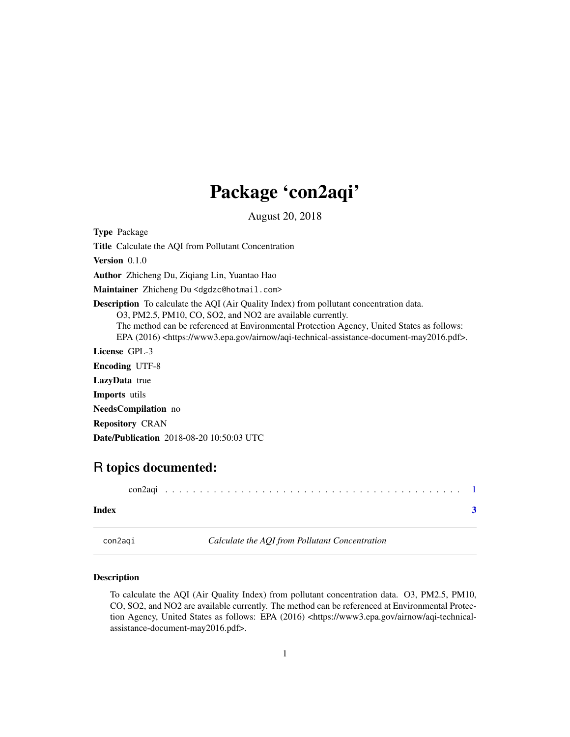# Package 'con2aqi'

August 20, 2018

**Type** Package

**Title** Calculate the AQI from Pollutant Concentration

**Version** 0.1.0

**Author** Zhicheng Du, Ziqiang Lin, Yuantao Hao

**Maintainer** Zhicheng Du <dgdzc@hotmail.com>

**Description** To calculate the AQI (Air Quality Index) from pollutant concentration data.
O3, PM2.5, PM10, CO, SO2, and NO2 are available currently.
The method can be referenced at Environmental Protection Agency, United States as follows:
EPA (2016) <https://www3.epa.gov/airnow/aqi-technical-assistance-document-may2016.pdf>.

**License** GPL-3

**Encoding** UTF-8

**LazyData** true

**Imports** utils

**NeedsCompilation** no

**Repository** CRAN

**Date/Publication** 2018-08-20 10:50:03 UTC

## R topics documented:

con2aqi . . . . . . . . . . . . . . . . . . . . . . . . . . . . . . . . . . . . . . . . . . . 1

**Index** 3

---

`con2aqi` *Calculate the AQI from Pollutant Concentration*

---

### Description

To calculate the AQI (Air Quality Index) from pollutant concentration data. O3, PM2.5, PM10, CO, SO2, and NO2 are available currently. The method can be referenced at Environmental Protection Agency, United States as follows: EPA (2016) <https://www3.epa.gov/airnow/aqi-technical-assistance-document-may2016.pdf>.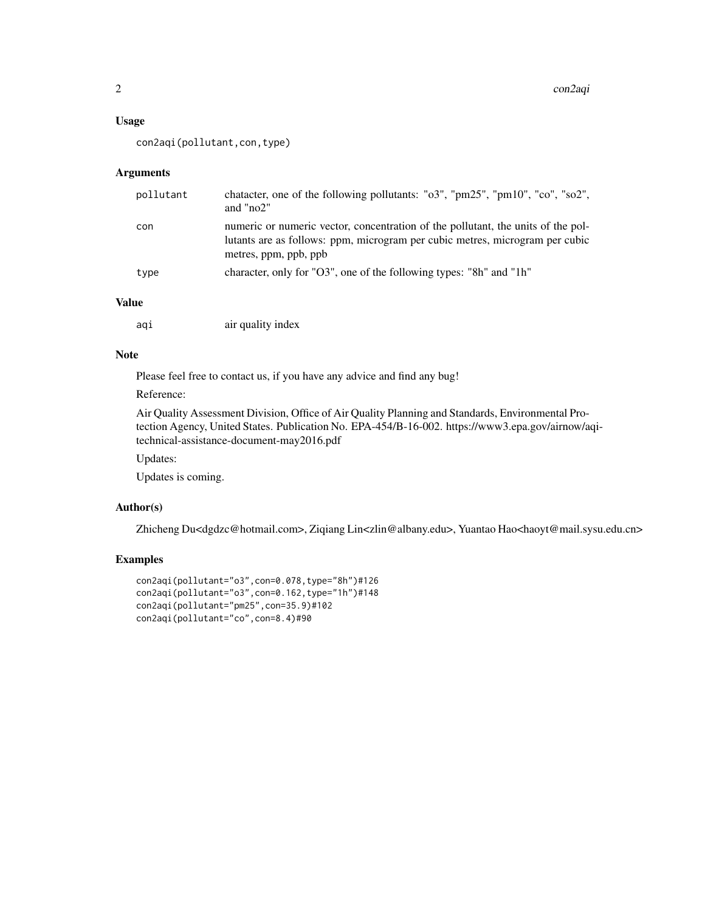### Usage

```
con2aqi(pollutant,con,type)
```

### Arguments

| | |
|---|---|
| pollutant | chatacter, one of the following pollutants: "o3", "pm25", "pm10", "co", "so2", and "no2" |
| con | numeric or numeric vector, concentration of the pollutant, the units of the pollutants are as follows: ppm, microgram per cubic metres, microgram per cubic metres, ppm, ppb, ppb |
| type | character, only for "O3", one of the following types: "8h" and "1h" |

### Value

| | |
|---|---|
| aqi | air quality index |

### Note

Please feel free to contact us, if you have any advice and find any bug!

Reference:

Air Quality Assessment Division, Office of Air Quality Planning and Standards, Environmental Protection Agency, United States. Publication No. EPA-454/B-16-002. https://www3.epa.gov/airnow/aqi-technical-assistance-document-may2016.pdf

Updates:

Updates is coming.

### Author(s)

Zhicheng Du<dgdzc@hotmail.com>, Ziqiang Lin<zlin@albany.edu>, Yuantao Hao<haoyt@mail.sysu.edu.cn>

### Examples

```
con2aqi(pollutant="o3",con=0.078,type="8h")#126
con2aqi(pollutant="o3",con=0.162,type="1h")#148
con2aqi(pollutant="pm25",con=35.9)#102
con2aqi(pollutant="co",con=8.4)#90
```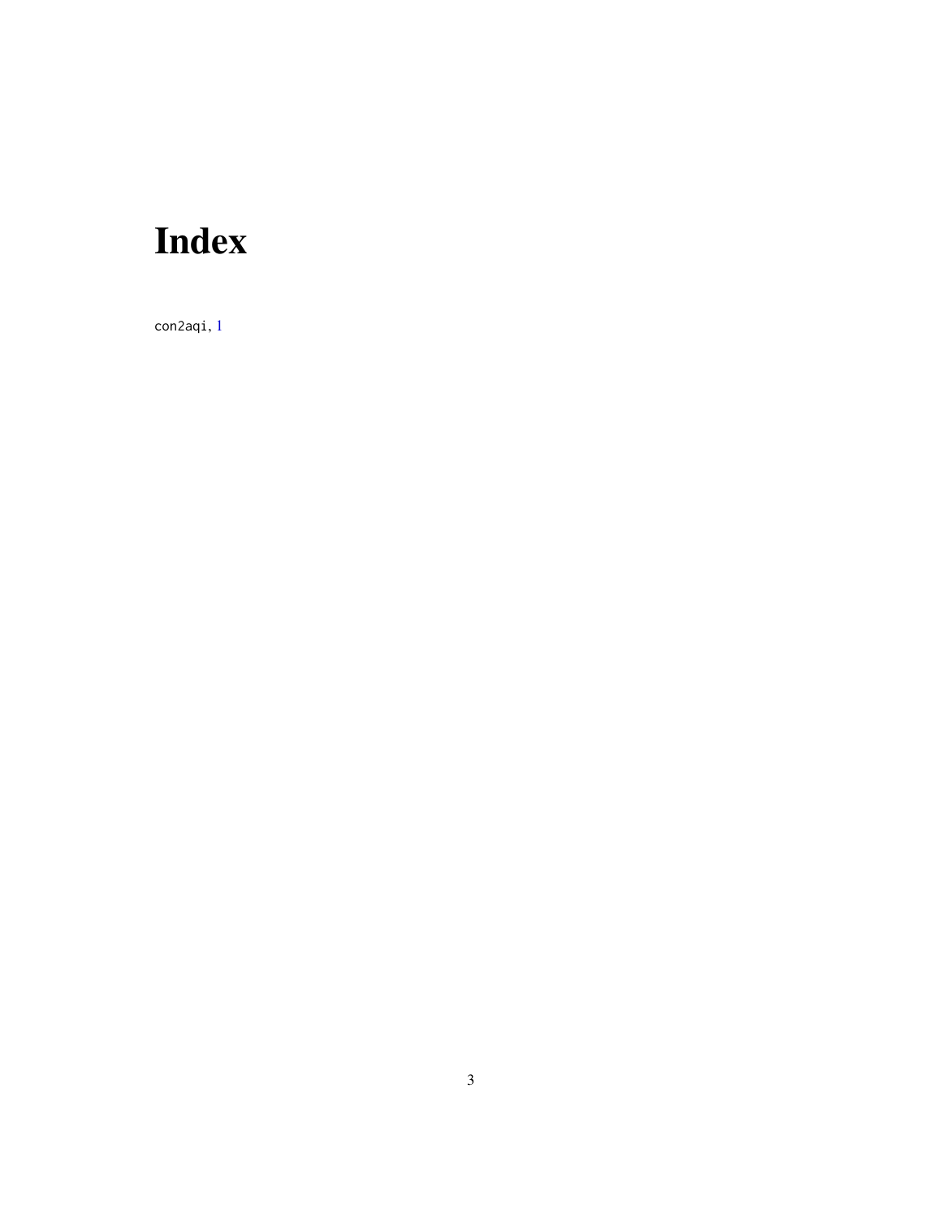# Index

con2aqi, 1